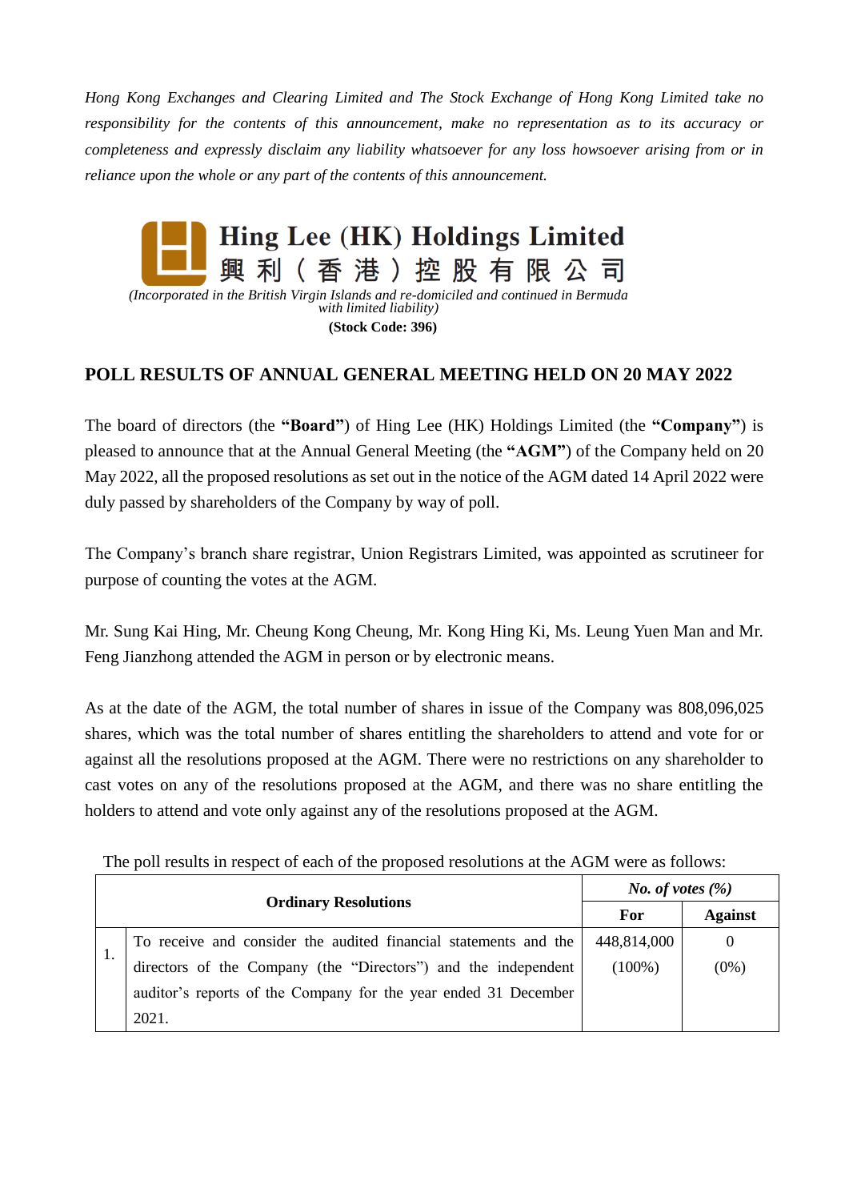*Hong Kong Exchanges and Clearing Limited and The Stock Exchange of Hong Kong Limited take no responsibility for the contents of this announcement, make no representation as to its accuracy or completeness and expressly disclaim any liability whatsoever for any loss howsoever arising from or in reliance upon the whole or any part of the contents of this announcement.*

**Hing Lee (HK) Holdings Limited**
**興 利 ( 香 港 ) 控 股 有 限 公 司**

*(Incorporated in the British Virgin Islands and re-domiciled and continued in Bermuda with limited liability)*

**(Stock Code: 396)**

## POLL RESULTS OF ANNUAL GENERAL MEETING HELD ON 20 MAY 2022

The board of directors (the **"Board"**) of Hing Lee (HK) Holdings Limited (the **"Company"**) is pleased to announce that at the Annual General Meeting (the **"AGM"**) of the Company held on 20 May 2022, all the proposed resolutions as set out in the notice of the AGM dated 14 April 2022 were duly passed by shareholders of the Company by way of poll.

The Company's branch share registrar, Union Registrars Limited, was appointed as scrutineer for purpose of counting the votes at the AGM.

Mr. Sung Kai Hing, Mr. Cheung Kong Cheung, Mr. Kong Hing Ki, Ms. Leung Yuen Man and Mr. Feng Jianzhong attended the AGM in person or by electronic means.

As at the date of the AGM, the total number of shares in issue of the Company was 808,096,025 shares, which was the total number of shares entitling the shareholders to attend and vote for or against all the resolutions proposed at the AGM. There were no restrictions on any shareholder to cast votes on any of the resolutions proposed at the AGM, and there was no share entitling the holders to attend and vote only against any of the resolutions proposed at the AGM.

The poll results in respect of each of the proposed resolutions at the AGM were as follows:

| **Ordinary Resolutions** | | ***No. of votes (%)*** | |
|---|---|---|---|
| | | **For** | **Against** |
| 1. | To receive and consider the audited financial statements and the directors of the Company (the "Directors") and the independent auditor's reports of the Company for the year ended 31 December 2021. | 448,814,000 (100%) | 0 (0%) |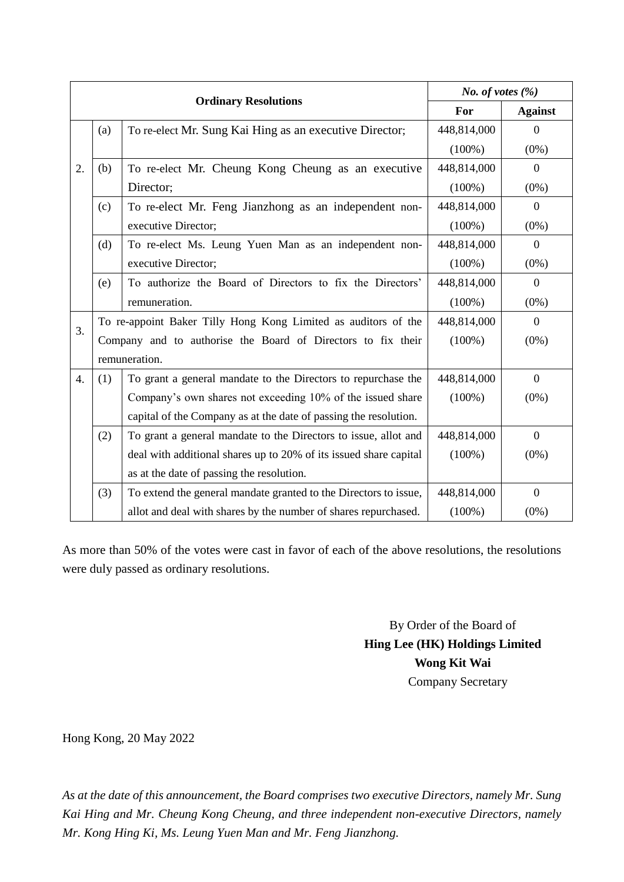| Ordinary Resolutions | | | *No. of votes (%)* | |
|---|---|---|---|---|
| | | | **For** | **Against** |
| 2. | (a) | To re-elect Mr. Sung Kai Hing as an executive Director; | 448,814,000 (100%) | 0 (0%) |
| | (b) | To re-elect Mr. Cheung Kong Cheung as an executive Director; | 448,814,000 (100%) | 0 (0%) |
| | (c) | To re-elect Mr. Feng Jianzhong as an independent non-executive Director; | 448,814,000 (100%) | 0 (0%) |
| | (d) | To re-elect Ms. Leung Yuen Man as an independent non-executive Director; | 448,814,000 (100%) | 0 (0%) |
| | (e) | To authorize the Board of Directors to fix the Directors' remuneration. | 448,814,000 (100%) | 0 (0%) |
| 3. | To re-appoint Baker Tilly Hong Kong Limited as auditors of the Company and to authorise the Board of Directors to fix their remuneration. | | 448,814,000 (100%) | 0 (0%) |
| 4. | (1) | To grant a general mandate to the Directors to repurchase the Company's own shares not exceeding 10% of the issued share capital of the Company as at the date of passing the resolution. | 448,814,000 (100%) | 0 (0%) |
| | (2) | To grant a general mandate to the Directors to issue, allot and deal with additional shares up to 20% of its issued share capital as at the date of passing the resolution. | 448,814,000 (100%) | 0 (0%) |
| | (3) | To extend the general mandate granted to the Directors to issue, allot and deal with shares by the number of shares repurchased. | 448,814,000 (100%) | 0 (0%) |

As more than 50% of the votes were cast in favor of each of the above resolutions, the resolutions were duly passed as ordinary resolutions.

By Order of the Board of
**Hing Lee (HK) Holdings Limited**
**Wong Kit Wai**
Company Secretary

Hong Kong, 20 May 2022

*As at the date of this announcement, the Board comprises two executive Directors, namely Mr. Sung Kai Hing and Mr. Cheung Kong Cheung, and three independent non-executive Directors, namely Mr. Kong Hing Ki, Ms. Leung Yuen Man and Mr. Feng Jianzhong.*